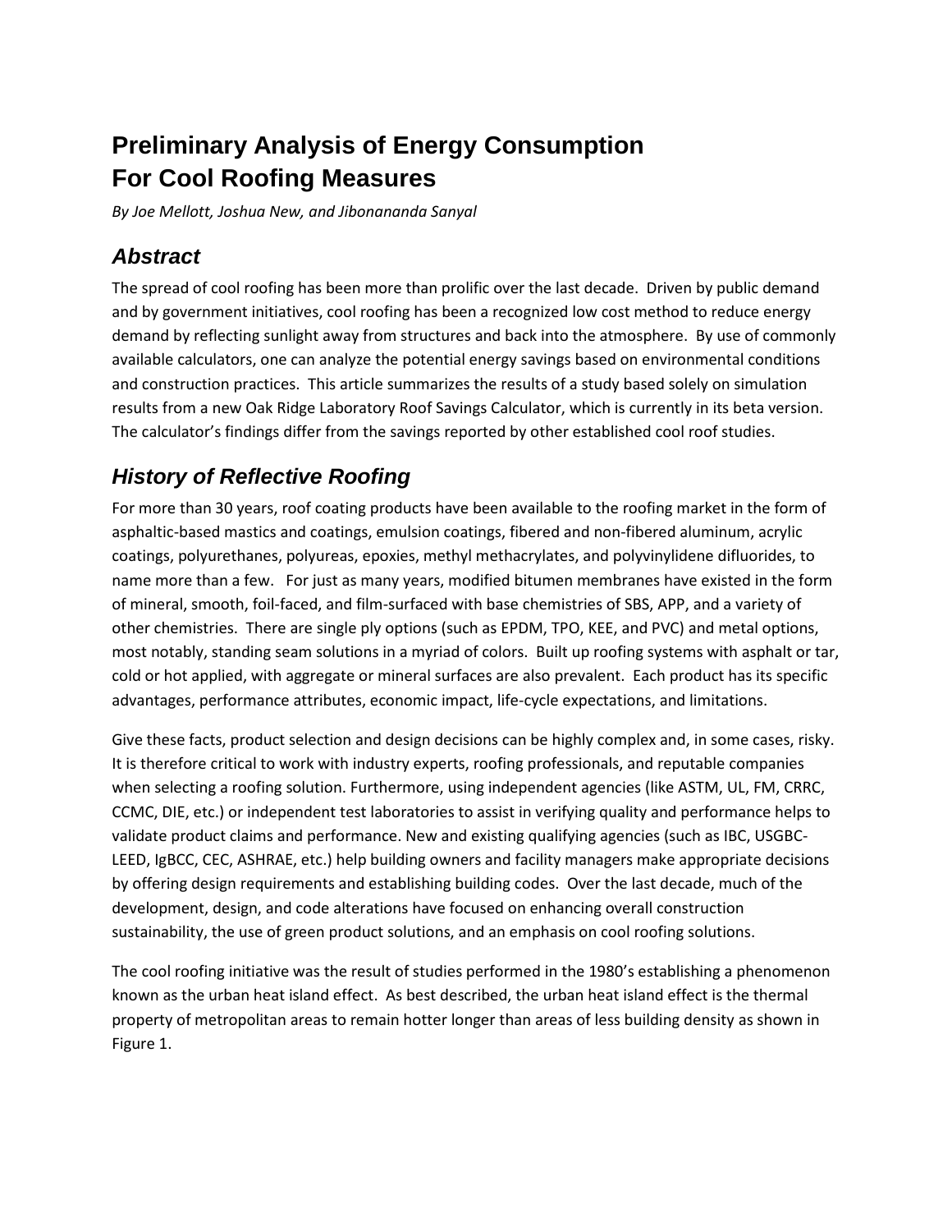# Preliminary Analysis of Energy Consumption For Cool Roofing Measures

*By Joe Mellott, Joshua New, and Jibonananda Sanyal*

## Abstract

The spread of cool roofing has been more than prolific over the last decade. Driven by public demand and by government initiatives, cool roofing has been a recognized low cost method to reduce energy demand by reflecting sunlight away from structures and back into the atmosphere. By use of commonly available calculators, one can analyze the potential energy savings based on environmental conditions and construction practices. This article summarizes the results of a study based solely on simulation results from a new Oak Ridge Laboratory Roof Savings Calculator, which is currently in its beta version. The calculator's findings differ from the savings reported by other established cool roof studies.

## History of Reflective Roofing

For more than 30 years, roof coating products have been available to the roofing market in the form of asphaltic-based mastics and coatings, emulsion coatings, fibered and non-fibered aluminum, acrylic coatings, polyurethanes, polyureas, epoxies, methyl methacrylates, and polyvinylidene difluorides, to name more than a few. For just as many years, modified bitumen membranes have existed in the form of mineral, smooth, foil-faced, and film-surfaced with base chemistries of SBS, APP, and a variety of other chemistries. There are single ply options (such as EPDM, TPO, KEE, and PVC) and metal options, most notably, standing seam solutions in a myriad of colors. Built up roofing systems with asphalt or tar, cold or hot applied, with aggregate or mineral surfaces are also prevalent. Each product has its specific advantages, performance attributes, economic impact, life-cycle expectations, and limitations.

Give these facts, product selection and design decisions can be highly complex and, in some cases, risky. It is therefore critical to work with industry experts, roofing professionals, and reputable companies when selecting a roofing solution. Furthermore, using independent agencies (like ASTM, UL, FM, CRRC, CCMC, DIE, etc.) or independent test laboratories to assist in verifying quality and performance helps to validate product claims and performance. New and existing qualifying agencies (such as IBC, USGBC-LEED, IgBCC, CEC, ASHRAE, etc.) help building owners and facility managers make appropriate decisions by offering design requirements and establishing building codes. Over the last decade, much of the development, design, and code alterations have focused on enhancing overall construction sustainability, the use of green product solutions, and an emphasis on cool roofing solutions.

The cool roofing initiative was the result of studies performed in the 1980's establishing a phenomenon known as the urban heat island effect. As best described, the urban heat island effect is the thermal property of metropolitan areas to remain hotter longer than areas of less building density as shown in Figure 1.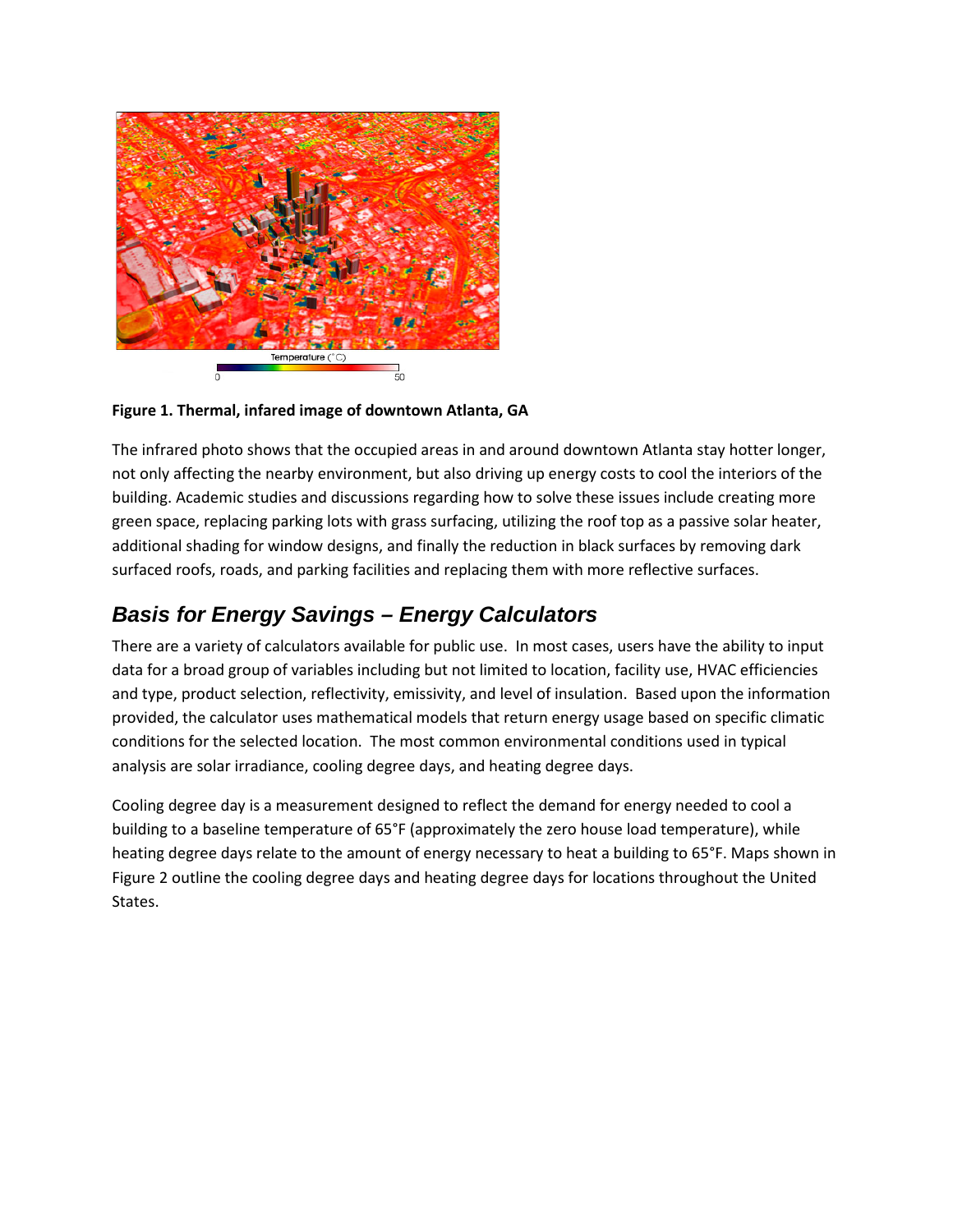**Figure 1. Thermal, infared image of downtown Atlanta, GA**

The infrared photo shows that the occupied areas in and around downtown Atlanta stay hotter longer, not only affecting the nearby environment, but also driving up energy costs to cool the interiors of the building. Academic studies and discussions regarding how to solve these issues include creating more green space, replacing parking lots with grass surfacing, utilizing the roof top as a passive solar heater, additional shading for window designs, and finally the reduction in black surfaces by removing dark surfaced roofs, roads, and parking facilities and replacing them with more reflective surfaces.

## *Basis for Energy Savings – Energy Calculators*

There are a variety of calculators available for public use. In most cases, users have the ability to input data for a broad group of variables including but not limited to location, facility use, HVAC efficiencies and type, product selection, reflectivity, emissivity, and level of insulation. Based upon the information provided, the calculator uses mathematical models that return energy usage based on specific climatic conditions for the selected location. The most common environmental conditions used in typical analysis are solar irradiance, cooling degree days, and heating degree days.

Cooling degree day is a measurement designed to reflect the demand for energy needed to cool a building to a baseline temperature of 65°F (approximately the zero house load temperature), while heating degree days relate to the amount of energy necessary to heat a building to 65°F. Maps shown in Figure 2 outline the cooling degree days and heating degree days for locations throughout the United States.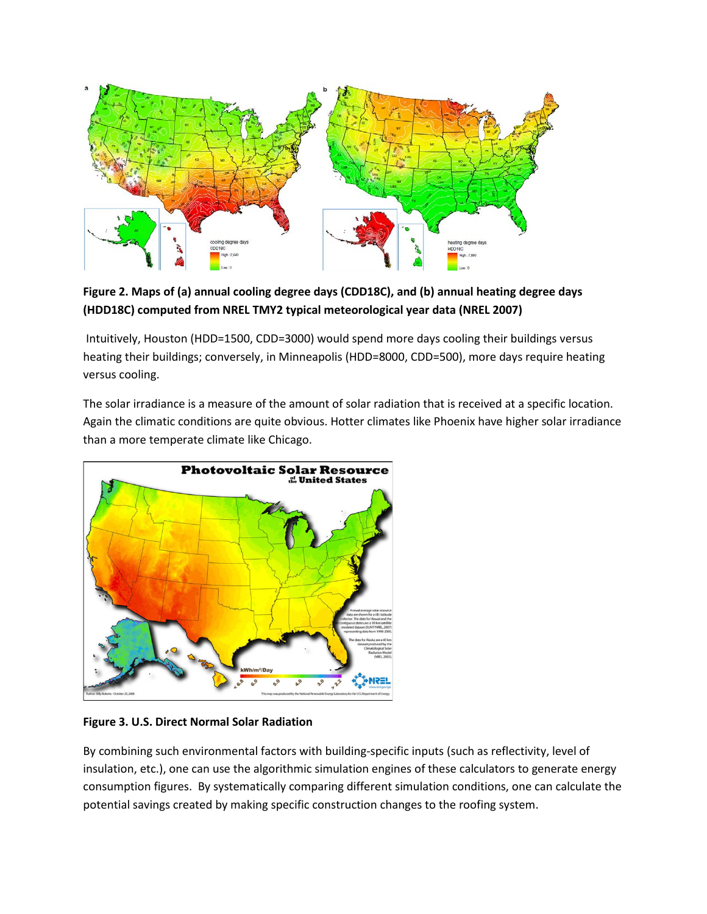**Figure 2. Maps of (a) annual cooling degree days (CDD18C), and (b) annual heating degree days (HDD18C) computed from NREL TMY2 typical meteorological year data (NREL 2007)**

Intuitively, Houston (HDD=1500, CDD=3000) would spend more days cooling their buildings versus heating their buildings; conversely, in Minneapolis (HDD=8000, CDD=500), more days require heating versus cooling.

The solar irradiance is a measure of the amount of solar radiation that is received at a specific location. Again the climatic conditions are quite obvious. Hotter climates like Phoenix have higher solar irradiance than a more temperate climate like Chicago.

**Figure 3. U.S. Direct Normal Solar Radiation**

By combining such environmental factors with building-specific inputs (such as reflectivity, level of insulation, etc.), one can use the algorithmic simulation engines of these calculators to generate energy consumption figures. By systematically comparing different simulation conditions, one can calculate the potential savings created by making specific construction changes to the roofing system.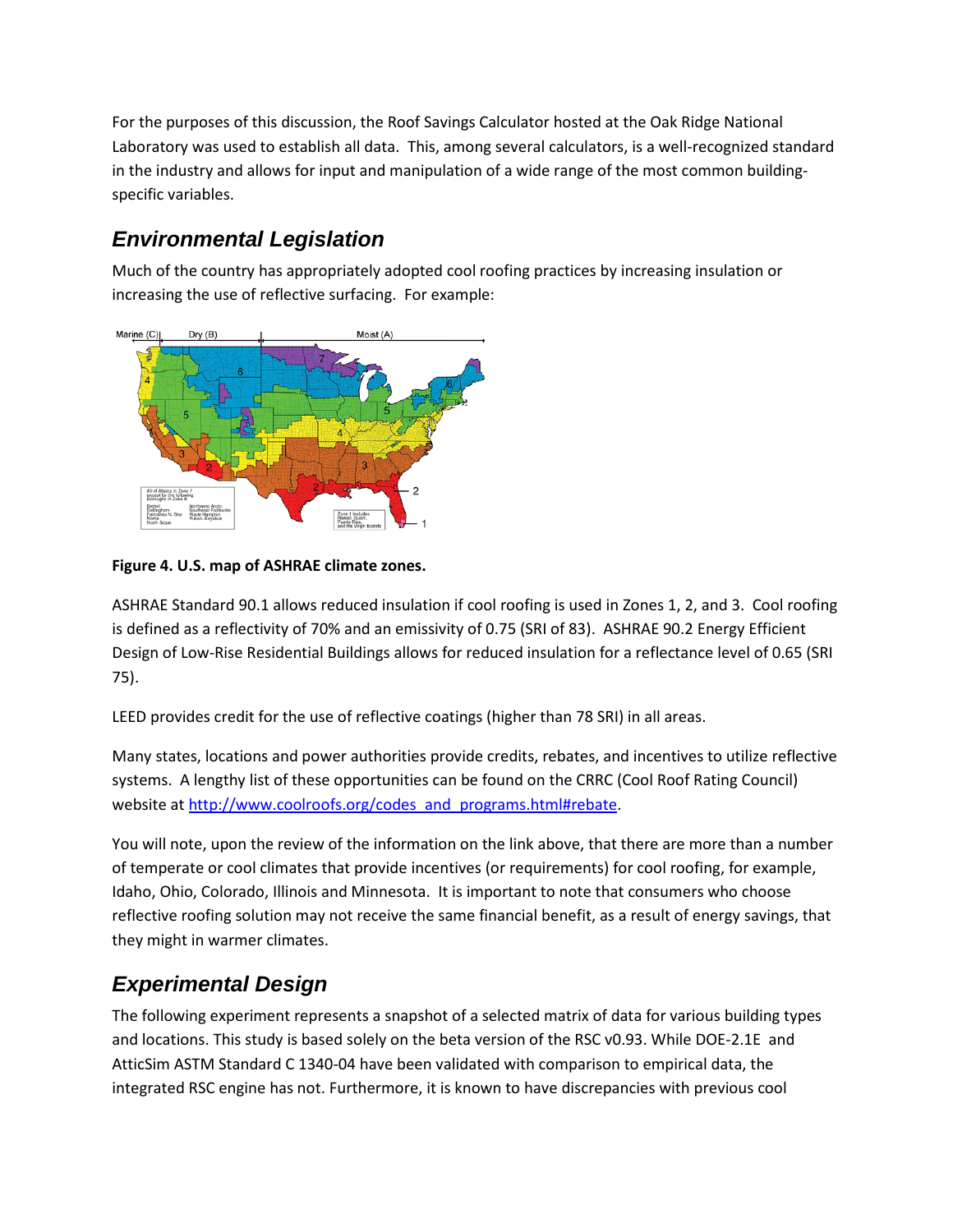For the purposes of this discussion, the Roof Savings Calculator hosted at the Oak Ridge National Laboratory was used to establish all data. This, among several calculators, is a well-recognized standard in the industry and allows for input and manipulation of a wide range of the most common building-specific variables.

## *Environmental Legislation*

Much of the country has appropriately adopted cool roofing practices by increasing insulation or increasing the use of reflective surfacing. For example:

**Figure 4. U.S. map of ASHRAE climate zones.**

ASHRAE Standard 90.1 allows reduced insulation if cool roofing is used in Zones 1, 2, and 3. Cool roofing is defined as a reflectivity of 70% and an emissivity of 0.75 (SRI of 83). ASHRAE 90.2 Energy Efficient Design of Low-Rise Residential Buildings allows for reduced insulation for a reflectance level of 0.65 (SRI 75).

LEED provides credit for the use of reflective coatings (higher than 78 SRI) in all areas.

Many states, locations and power authorities provide credits, rebates, and incentives to utilize reflective systems. A lengthy list of these opportunities can be found on the CRRC (Cool Roof Rating Council) website at http://www.coolroofs.org/codes_and_programs.html#rebate.

You will note, upon the review of the information on the link above, that there are more than a number of temperate or cool climates that provide incentives (or requirements) for cool roofing, for example, Idaho, Ohio, Colorado, Illinois and Minnesota. It is important to note that consumers who choose reflective roofing solution may not receive the same financial benefit, as a result of energy savings, that they might in warmer climates.

## *Experimental Design*

The following experiment represents a snapshot of a selected matrix of data for various building types and locations. This study is based solely on the beta version of the RSC v0.93. While DOE-2.1E and AtticSim ASTM Standard C 1340-04 have been validated with comparison to empirical data, the integrated RSC engine has not. Furthermore, it is known to have discrepancies with previous cool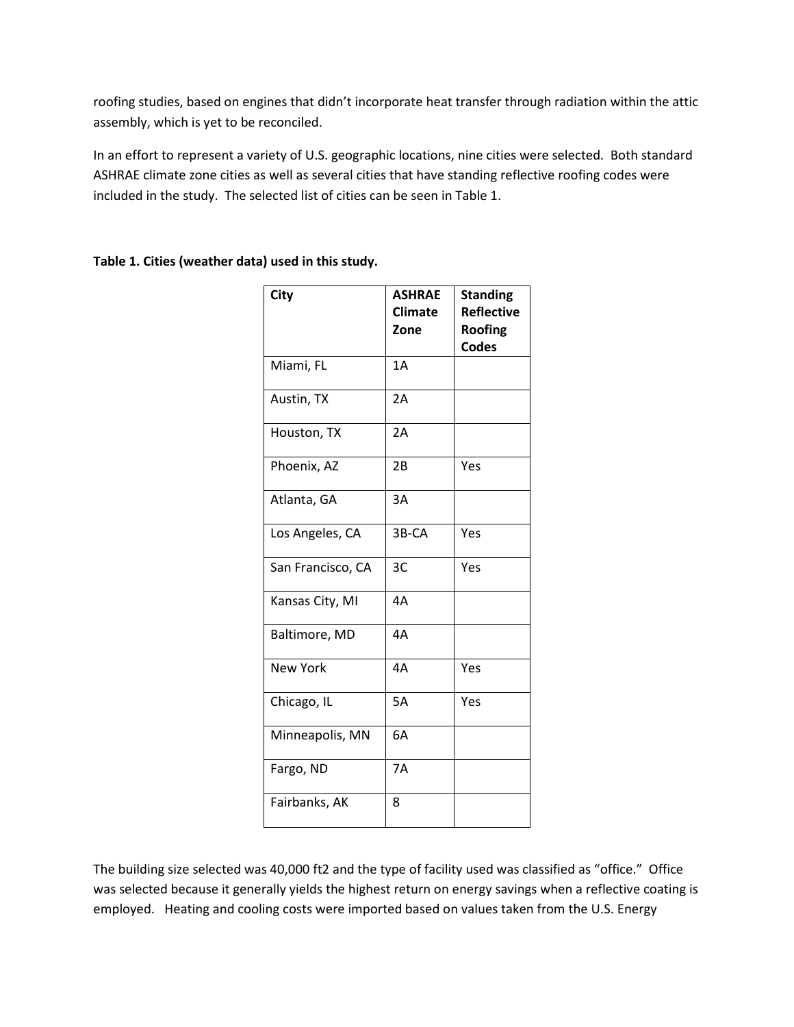roofing studies, based on engines that didn't incorporate heat transfer through radiation within the attic assembly, which is yet to be reconciled.

In an effort to represent a variety of U.S. geographic locations, nine cities were selected. Both standard ASHRAE climate zone cities as well as several cities that have standing reflective roofing codes were included in the study. The selected list of cities can be seen in Table 1.

**Table 1. Cities (weather data) used in this study.**

| City | ASHRAE Climate Zone | Standing Reflective Roofing Codes |
|---|---|---|
| Miami, FL | 1A | |
| Austin, TX | 2A | |
| Houston, TX | 2A | |
| Phoenix, AZ | 2B | Yes |
| Atlanta, GA | 3A | |
| Los Angeles, CA | 3B-CA | Yes |
| San Francisco, CA | 3C | Yes |
| Kansas City, MI | 4A | |
| Baltimore, MD | 4A | |
| New York | 4A | Yes |
| Chicago, IL | 5A | Yes |
| Minneapolis, MN | 6A | |
| Fargo, ND | 7A | |
| Fairbanks, AK | 8 | |

The building size selected was 40,000 ft2 and the type of facility used was classified as "office." Office was selected because it generally yields the highest return on energy savings when a reflective coating is employed. Heating and cooling costs were imported based on values taken from the U.S. Energy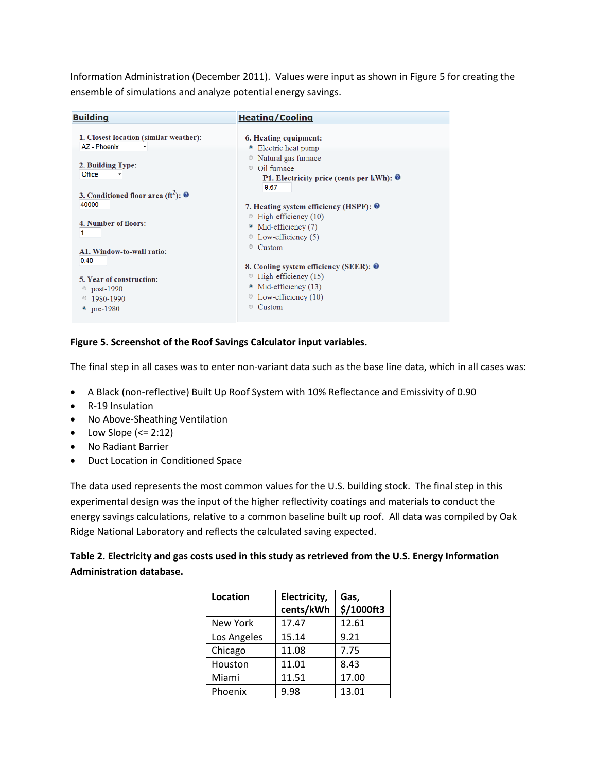Information Administration (December 2011). Values were input as shown in Figure 5 for creating the ensemble of simulations and analyze potential energy savings.

**Building**

1. Closest location (similar weather): AZ - Phoenix
2. Building Type: Office
3. Conditioned floor area (ft$^2$): 40000
4. Number of floors: 1

A1. Window-to-wall ratio: 0.40

5. Year of construction:
   - post-1990
   - 1980-1990
   - pre-1980 (selected)

**Heating/Cooling**

6. Heating equipment:
   - Electric heat pump (selected)
   - Natural gas furnace
   - Oil furnace

   P1. Electricity price (cents per kWh): 9.67

7. Heating system efficiency (HSPF):
   - High-efficiency (10)
   - Mid-efficiency (7) (selected)
   - Low-efficiency (5)
   - Custom
8. Cooling system efficiency (SEER):
   - High-efficiency (15)
   - Mid-efficiency (13) (selected)
   - Low-efficiency (10)
   - Custom

**Figure 5. Screenshot of the Roof Savings Calculator input variables.**

The final step in all cases was to enter non-variant data such as the base line data, which in all cases was:

- A Black (non-reflective) Built Up Roof System with 10% Reflectance and Emissivity of 0.90
- R-19 Insulation
- No Above-Sheathing Ventilation
- Low Slope (<= 2:12)
- No Radiant Barrier
- Duct Location in Conditioned Space

The data used represents the most common values for the U.S. building stock. The final step in this experimental design was the input of the higher reflectivity coatings and materials to conduct the energy savings calculations, relative to a common baseline built up roof. All data was compiled by Oak Ridge National Laboratory and reflects the calculated saving expected.

**Table 2. Electricity and gas costs used in this study as retrieved from the U.S. Energy Information Administration database.**

| Location | Electricity, cents/kWh | Gas, $/1000ft3 |
|---|---|---|
| New York | 17.47 | 12.61 |
| Los Angeles | 15.14 | 9.21 |
| Chicago | 11.08 | 7.75 |
| Houston | 11.01 | 8.43 |
| Miami | 11.51 | 17.00 |
| Phoenix | 9.98 | 13.01 |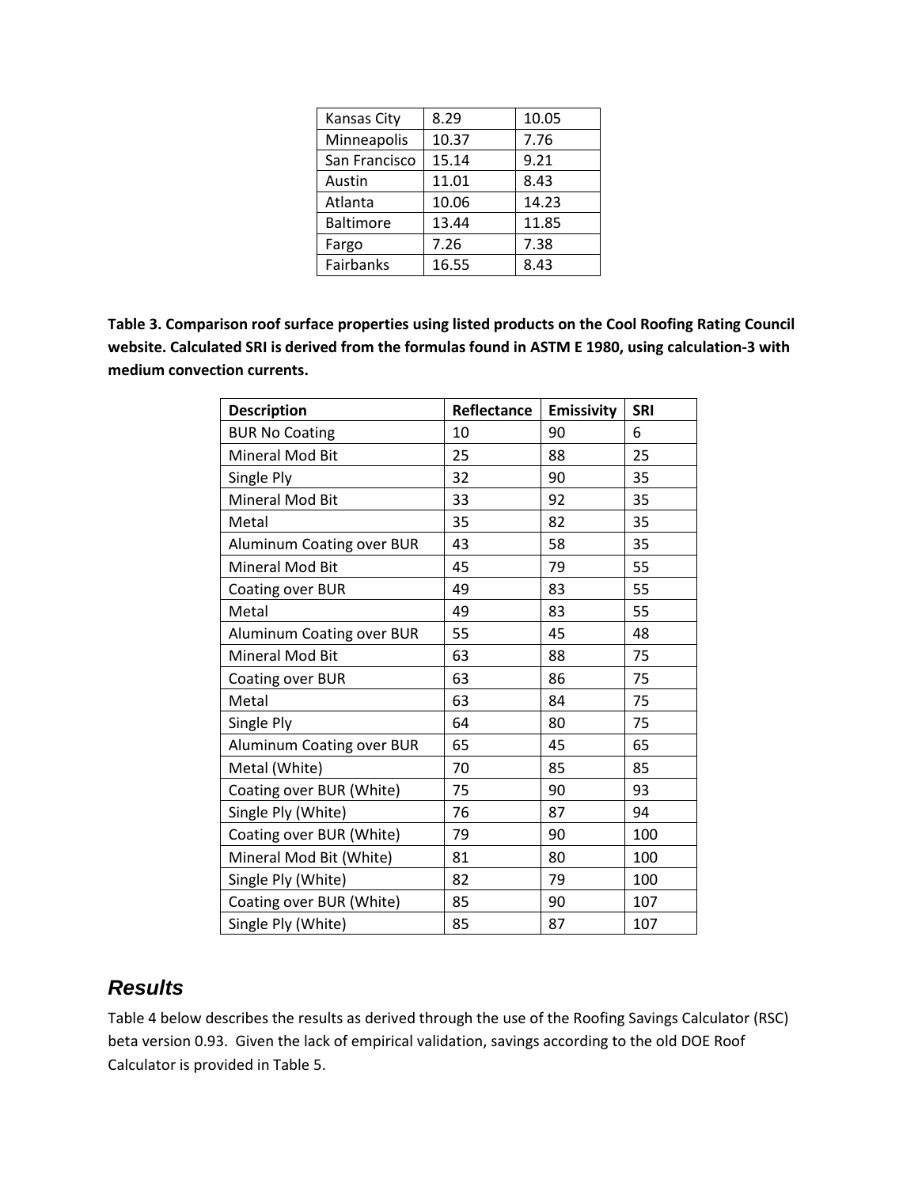| Kansas City | 8.29 | 10.05 |
|---|---|---|
| Minneapolis | 10.37 | 7.76 |
| San Francisco | 15.14 | 9.21 |
| Austin | 11.01 | 8.43 |
| Atlanta | 10.06 | 14.23 |
| Baltimore | 13.44 | 11.85 |
| Fargo | 7.26 | 7.38 |
| Fairbanks | 16.55 | 8.43 |

**Table 3. Comparison roof surface properties using listed products on the Cool Roofing Rating Council website. Calculated SRI is derived from the formulas found in ASTM E 1980, using calculation-3 with medium convection currents.**

| Description | Reflectance | Emissivity | SRI |
|---|---|---|---|
| BUR No Coating | 10 | 90 | 6 |
| Mineral Mod Bit | 25 | 88 | 25 |
| Single Ply | 32 | 90 | 35 |
| Mineral Mod Bit | 33 | 92 | 35 |
| Metal | 35 | 82 | 35 |
| Aluminum Coating over BUR | 43 | 58 | 35 |
| Mineral Mod Bit | 45 | 79 | 55 |
| Coating over BUR | 49 | 83 | 55 |
| Metal | 49 | 83 | 55 |
| Aluminum Coating over BUR | 55 | 45 | 48 |
| Mineral Mod Bit | 63 | 88 | 75 |
| Coating over BUR | 63 | 86 | 75 |
| Metal | 63 | 84 | 75 |
| Single Ply | 64 | 80 | 75 |
| Aluminum Coating over BUR | 65 | 45 | 65 |
| Metal (White) | 70 | 85 | 85 |
| Coating over BUR (White) | 75 | 90 | 93 |
| Single Ply (White) | 76 | 87 | 94 |
| Coating over BUR (White) | 79 | 90 | 100 |
| Mineral Mod Bit (White) | 81 | 80 | 100 |
| Single Ply (White) | 82 | 79 | 100 |
| Coating over BUR (White) | 85 | 90 | 107 |
| Single Ply (White) | 85 | 87 | 107 |

## *Results*

Table 4 below describes the results as derived through the use of the Roofing Savings Calculator (RSC) beta version 0.93. Given the lack of empirical validation, savings according to the old DOE Roof Calculator is provided in Table 5.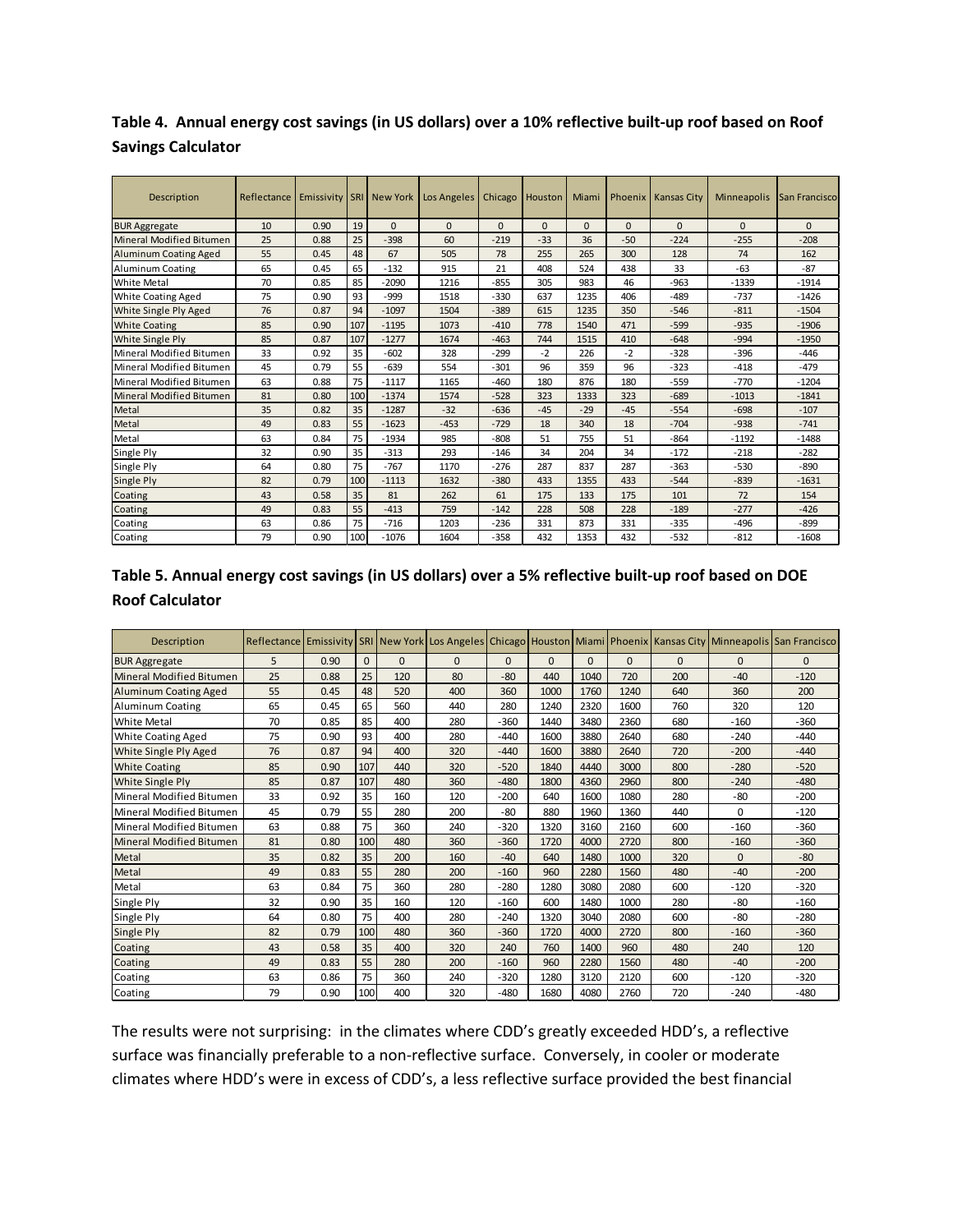**Table 4. Annual energy cost savings (in US dollars) over a 10% reflective built-up roof based on Roof Savings Calculator**

| Description | Reflectance | Emissivity | SRI | New York | Los Angeles | Chicago | Houston | Miami | Phoenix | Kansas City | Minneapolis | San Francisco |
|---|---|---|---|---|---|---|---|---|---|---|---|---|
| BUR Aggregate | 10 | 0.90 | 19 | 0 | 0 | 0 | 0 | 0 | 0 | 0 | 0 | 0 |
| Mineral Modified Bitumen | 25 | 0.88 | 25 | -398 | 60 | -219 | -33 | 36 | -50 | -224 | -255 | -208 |
| Aluminum Coating Aged | 55 | 0.45 | 48 | 67 | 505 | 78 | 255 | 265 | 300 | 128 | 74 | 162 |
| Aluminum Coating | 65 | 0.45 | 65 | -132 | 915 | 21 | 408 | 524 | 438 | 33 | -63 | -87 |
| White Metal | 70 | 0.85 | 85 | -2090 | 1216 | -855 | 305 | 983 | 46 | -963 | -1339 | -1914 |
| White Coating Aged | 75 | 0.90 | 93 | -999 | 1518 | -330 | 637 | 1235 | 406 | -489 | -737 | -1426 |
| White Single Ply Aged | 76 | 0.87 | 94 | -1097 | 1504 | -389 | 615 | 1235 | 350 | -546 | -811 | -1504 |
| White Coating | 85 | 0.90 | 107 | -1195 | 1073 | -410 | 778 | 1540 | 471 | -599 | -935 | -1906 |
| White Single Ply | 85 | 0.87 | 107 | -1277 | 1674 | -463 | 744 | 1515 | 410 | -648 | -994 | -1950 |
| Mineral Modified Bitumen | 33 | 0.92 | 35 | -602 | 328 | -299 | -2 | 226 | -2 | -328 | -396 | -446 |
| Mineral Modified Bitumen | 45 | 0.79 | 55 | -639 | 554 | -301 | 96 | 359 | 96 | -323 | -418 | -479 |
| Mineral Modified Bitumen | 63 | 0.88 | 75 | -1117 | 1165 | -460 | 180 | 876 | 180 | -559 | -770 | -1204 |
| Mineral Modified Bitumen | 81 | 0.80 | 100 | -1374 | 1574 | -528 | 323 | 1333 | 323 | -689 | -1013 | -1841 |
| Metal | 35 | 0.82 | 35 | -1287 | -32 | -636 | -45 | -29 | -45 | -554 | -698 | -107 |
| Metal | 49 | 0.83 | 55 | -1623 | -453 | -729 | 18 | 340 | 18 | -704 | -938 | -741 |
| Metal | 63 | 0.84 | 75 | -1934 | 985 | -808 | 51 | 755 | 51 | -864 | -1192 | -1488 |
| Single Ply | 32 | 0.90 | 35 | -313 | 293 | -146 | 34 | 204 | 34 | -172 | -218 | -282 |
| Single Ply | 64 | 0.80 | 75 | -767 | 1170 | -276 | 287 | 837 | 287 | -363 | -530 | -890 |
| Single Ply | 82 | 0.79 | 100 | -1113 | 1632 | -380 | 433 | 1355 | 433 | -544 | -839 | -1631 |
| Coating | 43 | 0.58 | 35 | 81 | 262 | 61 | 175 | 133 | 175 | 101 | 72 | 154 |
| Coating | 49 | 0.83 | 55 | -413 | 759 | -142 | 228 | 508 | 228 | -189 | -277 | -426 |
| Coating | 63 | 0.86 | 75 | -716 | 1203 | -236 | 331 | 873 | 331 | -335 | -496 | -899 |
| Coating | 79 | 0.90 | 100 | -1076 | 1604 | -358 | 432 | 1353 | 432 | -532 | -812 | -1608 |

**Table 5. Annual energy cost savings (in US dollars) over a 5% reflective built-up roof based on DOE Roof Calculator**

| Description | Reflectance | Emissivity | SRI | New York | Los Angeles | Chicago | Houston | Miami | Phoenix | Kansas City | Minneapolis | San Francisco |
|---|---|---|---|---|---|---|---|---|---|---|---|---|
| BUR Aggregate | 5 | 0.90 | 0 | 0 | 0 | 0 | 0 | 0 | 0 | 0 | 0 | 0 |
| Mineral Modified Bitumen | 25 | 0.88 | 25 | 120 | 80 | -80 | 440 | 1040 | 720 | 200 | -40 | -120 |
| Aluminum Coating Aged | 55 | 0.45 | 48 | 520 | 400 | 360 | 1000 | 1760 | 1240 | 640 | 360 | 200 |
| Aluminum Coating | 65 | 0.45 | 65 | 560 | 440 | 280 | 1240 | 2320 | 1600 | 760 | 320 | 120 |
| White Metal | 70 | 0.85 | 85 | 400 | 280 | -360 | 1440 | 3480 | 2360 | 680 | -160 | -360 |
| White Coating Aged | 75 | 0.90 | 93 | 400 | 280 | -440 | 1600 | 3880 | 2640 | 680 | -240 | -440 |
| White Single Ply Aged | 76 | 0.87 | 94 | 400 | 320 | -440 | 1600 | 3880 | 2640 | 720 | -200 | -440 |
| White Coating | 85 | 0.90 | 107 | 440 | 320 | -520 | 1840 | 4440 | 3000 | 800 | -280 | -520 |
| White Single Ply | 85 | 0.87 | 107 | 480 | 360 | -480 | 1800 | 4360 | 2960 | 800 | -240 | -480 |
| Mineral Modified Bitumen | 33 | 0.92 | 35 | 160 | 120 | -200 | 640 | 1600 | 1080 | 280 | -80 | -200 |
| Mineral Modified Bitumen | 45 | 0.79 | 55 | 280 | 200 | -80 | 880 | 1960 | 1360 | 440 | 0 | -120 |
| Mineral Modified Bitumen | 63 | 0.88 | 75 | 360 | 240 | -320 | 1320 | 3160 | 2160 | 600 | -160 | -360 |
| Mineral Modified Bitumen | 81 | 0.80 | 100 | 480 | 360 | -360 | 1720 | 4000 | 2720 | 800 | -160 | -360 |
| Metal | 35 | 0.82 | 35 | 200 | 160 | -40 | 640 | 1480 | 1000 | 320 | 0 | -80 |
| Metal | 49 | 0.83 | 55 | 280 | 200 | -160 | 960 | 2280 | 1560 | 480 | -40 | -200 |
| Metal | 63 | 0.84 | 75 | 360 | 280 | -280 | 1280 | 3080 | 2080 | 600 | -120 | -320 |
| Single Ply | 32 | 0.90 | 35 | 160 | 120 | -160 | 600 | 1480 | 1000 | 280 | -80 | -160 |
| Single Ply | 64 | 0.80 | 75 | 400 | 280 | -240 | 1320 | 3040 | 2080 | 600 | -80 | -280 |
| Single Ply | 82 | 0.79 | 100 | 480 | 360 | -360 | 1720 | 4000 | 2720 | 800 | -160 | -360 |
| Coating | 43 | 0.58 | 35 | 400 | 320 | 240 | 760 | 1400 | 960 | 480 | 240 | 120 |
| Coating | 49 | 0.83 | 55 | 280 | 200 | -160 | 960 | 2280 | 1560 | 480 | -40 | -200 |
| Coating | 63 | 0.86 | 75 | 360 | 240 | -320 | 1280 | 3120 | 2120 | 600 | -120 | -320 |
| Coating | 79 | 0.90 | 100 | 400 | 320 | -480 | 1680 | 4080 | 2760 | 720 | -240 | -480 |

The results were not surprising: in the climates where CDD's greatly exceeded HDD's, a reflective surface was financially preferable to a non-reflective surface. Conversely, in cooler or moderate climates where HDD's were in excess of CDD's, a less reflective surface provided the best financial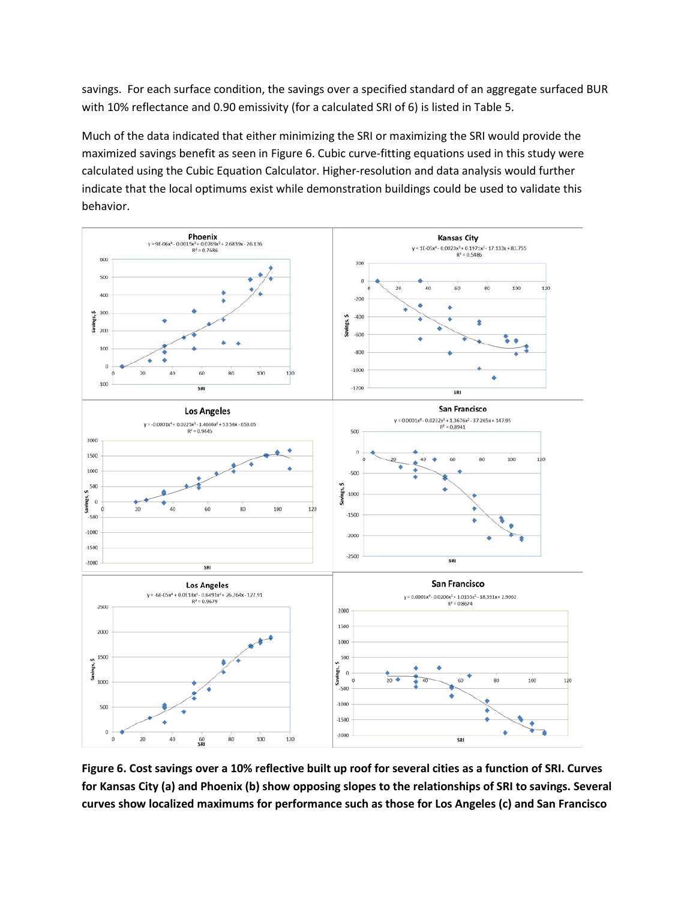savings. For each surface condition, the savings over a specified standard of an aggregate surfaced BUR with 10% reflectance and 0.90 emissivity (for a calculated SRI of 6) is listed in Table 5.

Much of the data indicated that either minimizing the SRI or maximizing the SRI would provide the maximized savings benefit as seen in Figure 6. Cubic curve-fitting equations used in this study were calculated using the Cubic Equation Calculator. Higher-resolution and data analysis would further indicate that the local optimums exist while demonstration buildings could be used to validate this behavior.

**Figure 6. Cost savings over a 10% reflective built up roof for several cities as a function of SRI. Curves for Kansas City (a) and Phoenix (b) show opposing slopes to the relationships of SRI to savings. Several curves show localized maximums for performance such as those for Los Angeles (c) and San Francisco**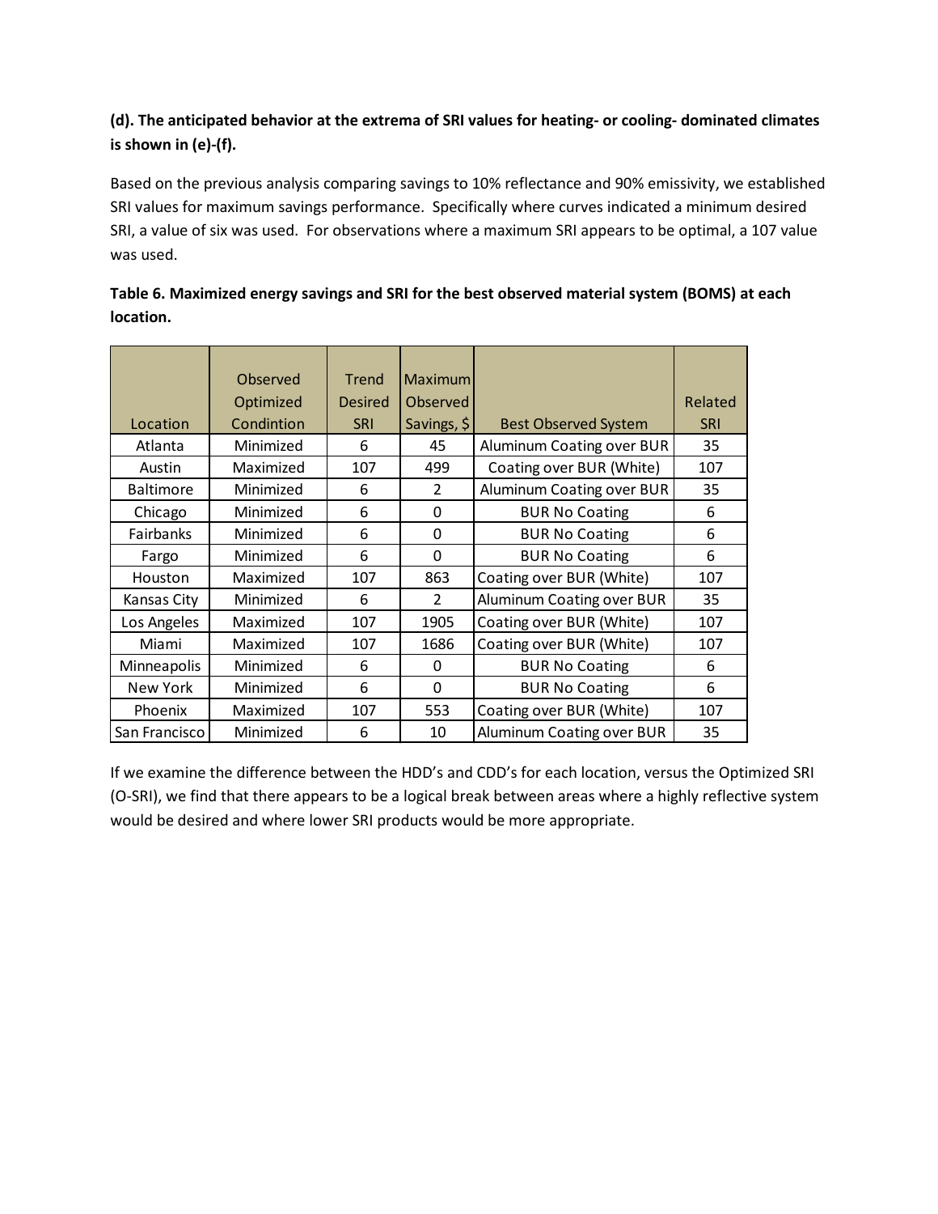**(d). The anticipated behavior at the extrema of SRI values for heating- or cooling- dominated climates is shown in (e)-(f).**

Based on the previous analysis comparing savings to 10% reflectance and 90% emissivity, we established SRI values for maximum savings performance. Specifically where curves indicated a minimum desired SRI, a value of six was used. For observations where a maximum SRI appears to be optimal, a 107 value was used.

**Table 6. Maximized energy savings and SRI for the best observed material system (BOMS) at each location.**

| Location | Observed Optimized Condintion | Trend Desired SRI | Maximum Observed Savings, $ | Best Observed System | Related SRI |
|---|---|---|---|---|---|
| Atlanta | Minimized | 6 | 45 | Aluminum Coating over BUR | 35 |
| Austin | Maximized | 107 | 499 | Coating over BUR (White) | 107 |
| Baltimore | Minimized | 6 | 2 | Aluminum Coating over BUR | 35 |
| Chicago | Minimized | 6 | 0 | BUR No Coating | 6 |
| Fairbanks | Minimized | 6 | 0 | BUR No Coating | 6 |
| Fargo | Minimized | 6 | 0 | BUR No Coating | 6 |
| Houston | Maximized | 107 | 863 | Coating over BUR (White) | 107 |
| Kansas City | Minimized | 6 | 2 | Aluminum Coating over BUR | 35 |
| Los Angeles | Maximized | 107 | 1905 | Coating over BUR (White) | 107 |
| Miami | Maximized | 107 | 1686 | Coating over BUR (White) | 107 |
| Minneapolis | Minimized | 6 | 0 | BUR No Coating | 6 |
| New York | Minimized | 6 | 0 | BUR No Coating | 6 |
| Phoenix | Maximized | 107 | 553 | Coating over BUR (White) | 107 |
| San Francisco | Minimized | 6 | 10 | Aluminum Coating over BUR | 35 |

If we examine the difference between the HDD's and CDD's for each location, versus the Optimized SRI (O-SRI), we find that there appears to be a logical break between areas where a highly reflective system would be desired and where lower SRI products would be more appropriate.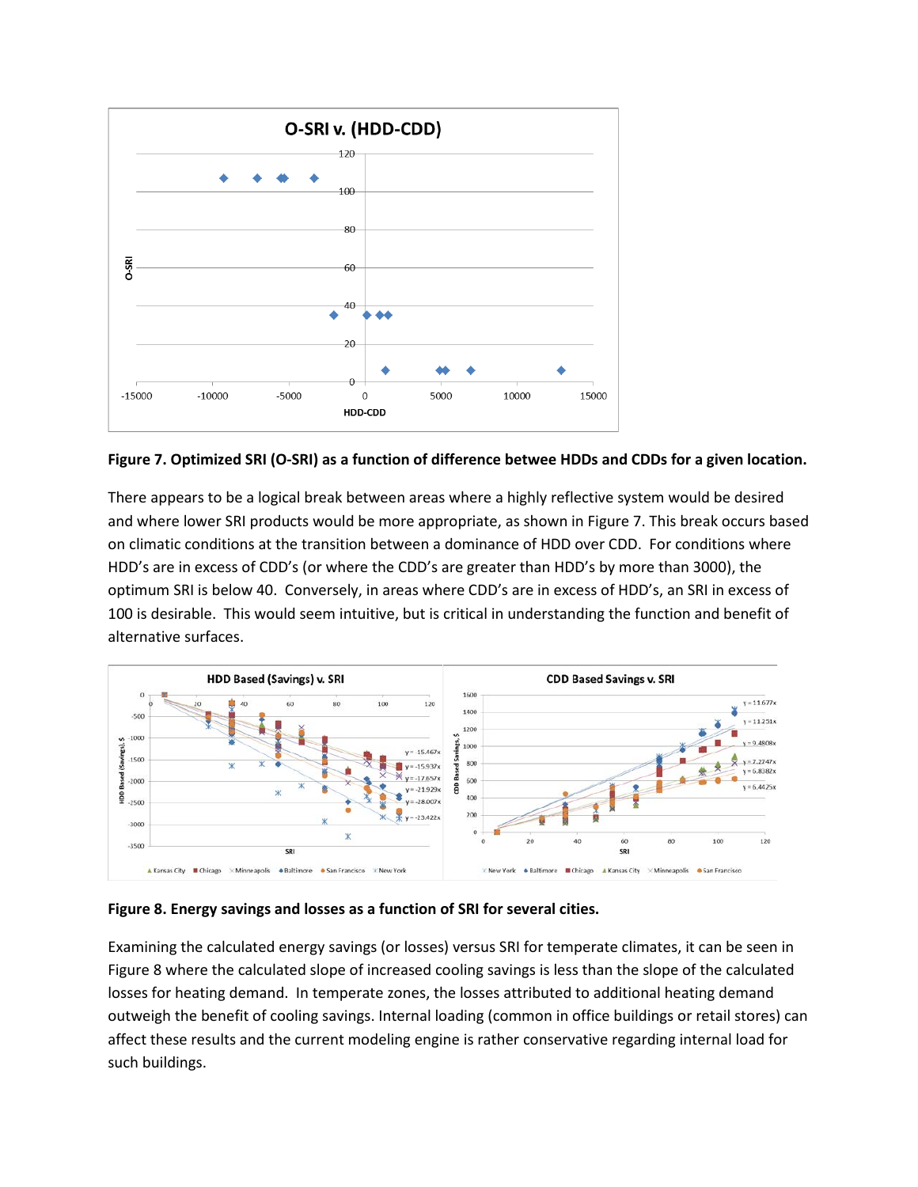**Figure 7. Optimized SRI (O-SRI) as a function of difference betwee HDDs and CDDs for a given location.**

There appears to be a logical break between areas where a highly reflective system would be desired and where lower SRI products would be more appropriate, as shown in Figure 7. This break occurs based on climatic conditions at the transition between a dominance of HDD over CDD. For conditions where HDD's are in excess of CDD's (or where the CDD's are greater than HDD's by more than 3000), the optimum SRI is below 40. Conversely, in areas where CDD's are in excess of HDD's, an SRI in excess of 100 is desirable. This would seem intuitive, but is critical in understanding the function and benefit of alternative surfaces.

**Figure 8. Energy savings and losses as a function of SRI for several cities.**

Examining the calculated energy savings (or losses) versus SRI for temperate climates, it can be seen in Figure 8 where the calculated slope of increased cooling savings is less than the slope of the calculated losses for heating demand. In temperate zones, the losses attributed to additional heating demand outweigh the benefit of cooling savings. Internal loading (common in office buildings or retail stores) can affect these results and the current modeling engine is rather conservative regarding internal load for such buildings.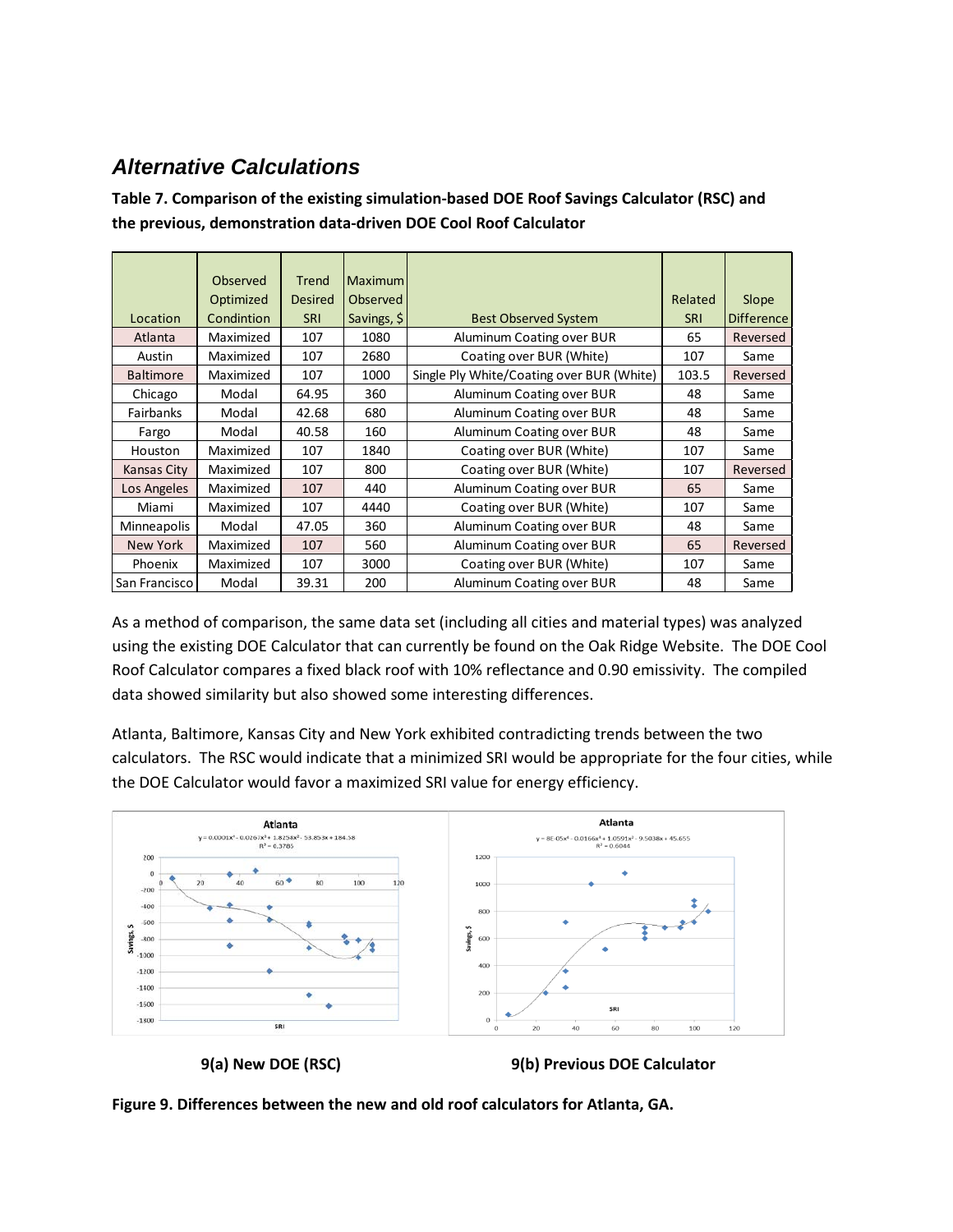## *Alternative Calculations*

**Table 7. Comparison of the existing simulation-based DOE Roof Savings Calculator (RSC) and the previous, demonstration data-driven DOE Cool Roof Calculator**

| Location | Observed Optimized Condintion | Trend Desired SRI | Maximum Observed Savings, $ | Best Observed System | Related SRI | Slope Difference |
|---|---|---|---|---|---|---|
| Atlanta | Maximized | 107 | 1080 | Aluminum Coating over BUR | 65 | Reversed |
| Austin | Maximized | 107 | 2680 | Coating over BUR (White) | 107 | Same |
| Baltimore | Maximized | 107 | 1000 | Single Ply White/Coating over BUR (White) | 103.5 | Reversed |
| Chicago | Modal | 64.95 | 360 | Aluminum Coating over BUR | 48 | Same |
| Fairbanks | Modal | 42.68 | 680 | Aluminum Coating over BUR | 48 | Same |
| Fargo | Modal | 40.58 | 160 | Aluminum Coating over BUR | 48 | Same |
| Houston | Maximized | 107 | 1840 | Coating over BUR (White) | 107 | Same |
| Kansas City | Maximized | 107 | 800 | Coating over BUR (White) | 107 | Reversed |
| Los Angeles | Maximized | 107 | 440 | Aluminum Coating over BUR | 65 | Same |
| Miami | Maximized | 107 | 4440 | Coating over BUR (White) | 107 | Same |
| Minneapolis | Modal | 47.05 | 360 | Aluminum Coating over BUR | 48 | Same |
| New York | Maximized | 107 | 560 | Aluminum Coating over BUR | 65 | Reversed |
| Phoenix | Maximized | 107 | 3000 | Coating over BUR (White) | 107 | Same |
| San Francisco | Modal | 39.31 | 200 | Aluminum Coating over BUR | 48 | Same |

As a method of comparison, the same data set (including all cities and material types) was analyzed using the existing DOE Calculator that can currently be found on the Oak Ridge Website. The DOE Cool Roof Calculator compares a fixed black roof with 10% reflectance and 0.90 emissivity. The compiled data showed similarity but also showed some interesting differences.

Atlanta, Baltimore, Kansas City and New York exhibited contradicting trends between the two calculators. The RSC would indicate that a minimized SRI would be appropriate for the four cities, while the DOE Calculator would favor a maximized SRI value for energy efficiency.

**9(a) New DOE (RSC)** **9(b) Previous DOE Calculator**

**Figure 9. Differences between the new and old roof calculators for Atlanta, GA.**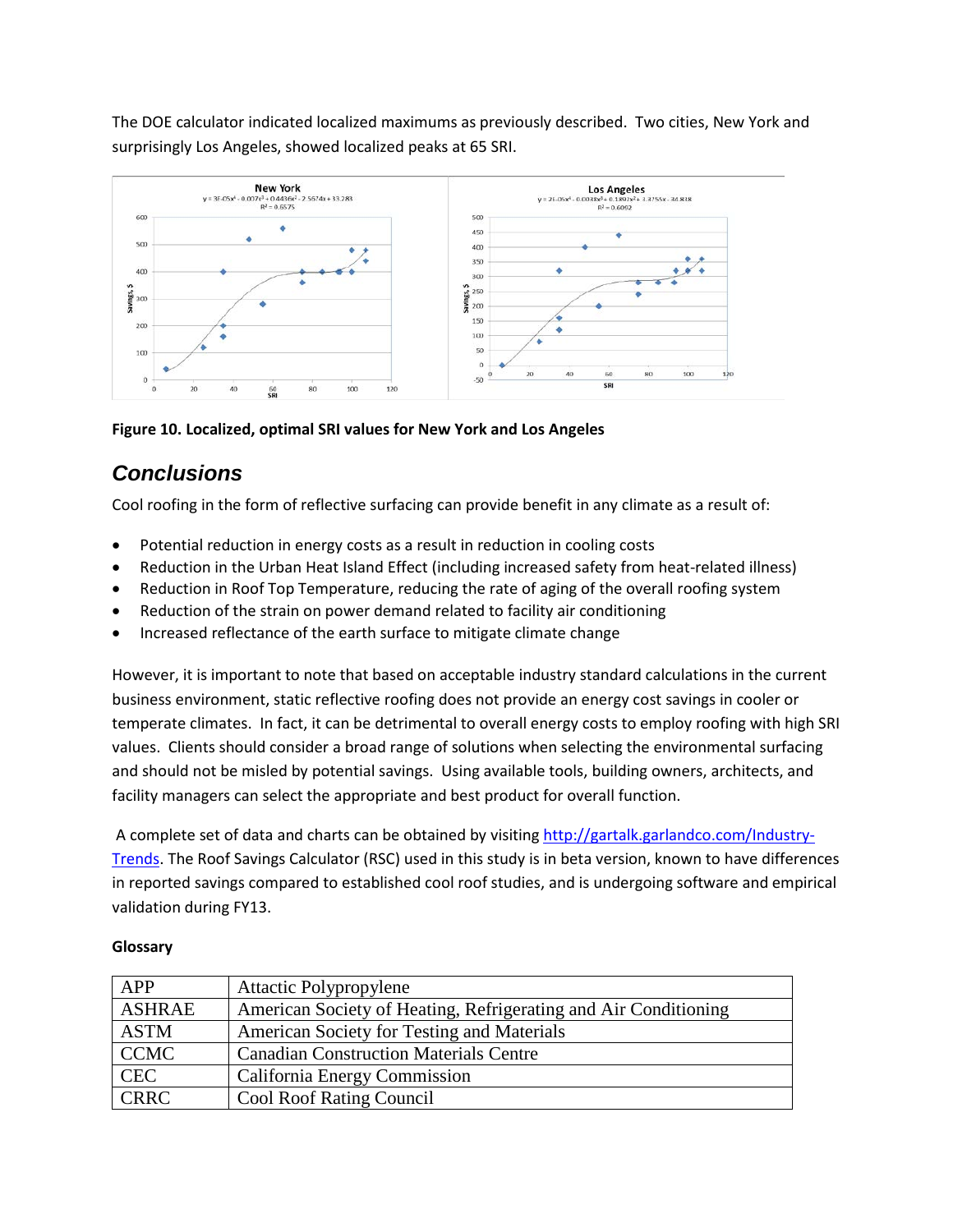The DOE calculator indicated localized maximums as previously described. Two cities, New York and surprisingly Los Angeles, showed localized peaks at 65 SRI.

**Figure 10. Localized, optimal SRI values for New York and Los Angeles**

## *Conclusions*

Cool roofing in the form of reflective surfacing can provide benefit in any climate as a result of:

- Potential reduction in energy costs as a result in reduction in cooling costs
- Reduction in the Urban Heat Island Effect (including increased safety from heat-related illness)
- Reduction in Roof Top Temperature, reducing the rate of aging of the overall roofing system
- Reduction of the strain on power demand related to facility air conditioning
- Increased reflectance of the earth surface to mitigate climate change

However, it is important to note that based on acceptable industry standard calculations in the current business environment, static reflective roofing does not provide an energy cost savings in cooler or temperate climates. In fact, it can be detrimental to overall energy costs to employ roofing with high SRI values. Clients should consider a broad range of solutions when selecting the environmental surfacing and should not be misled by potential savings. Using available tools, building owners, architects, and facility managers can select the appropriate and best product for overall function.

A complete set of data and charts can be obtained by visiting [http://gartalk.garlandco.com/Industry-Trends](http://gartalk.garlandco.com/Industry-Trends). The Roof Savings Calculator (RSC) used in this study is in beta version, known to have differences in reported savings compared to established cool roof studies, and is undergoing software and empirical validation during FY13.

**Glossary**

| | |
|---|---|
| APP | Attactic Polypropylene |
| ASHRAE | American Society of Heating, Refrigerating and Air Conditioning |
| ASTM | American Society for Testing and Materials |
| CCMC | Canadian Construction Materials Centre |
| CEC | California Energy Commission |
| CRRC | Cool Roof Rating Council |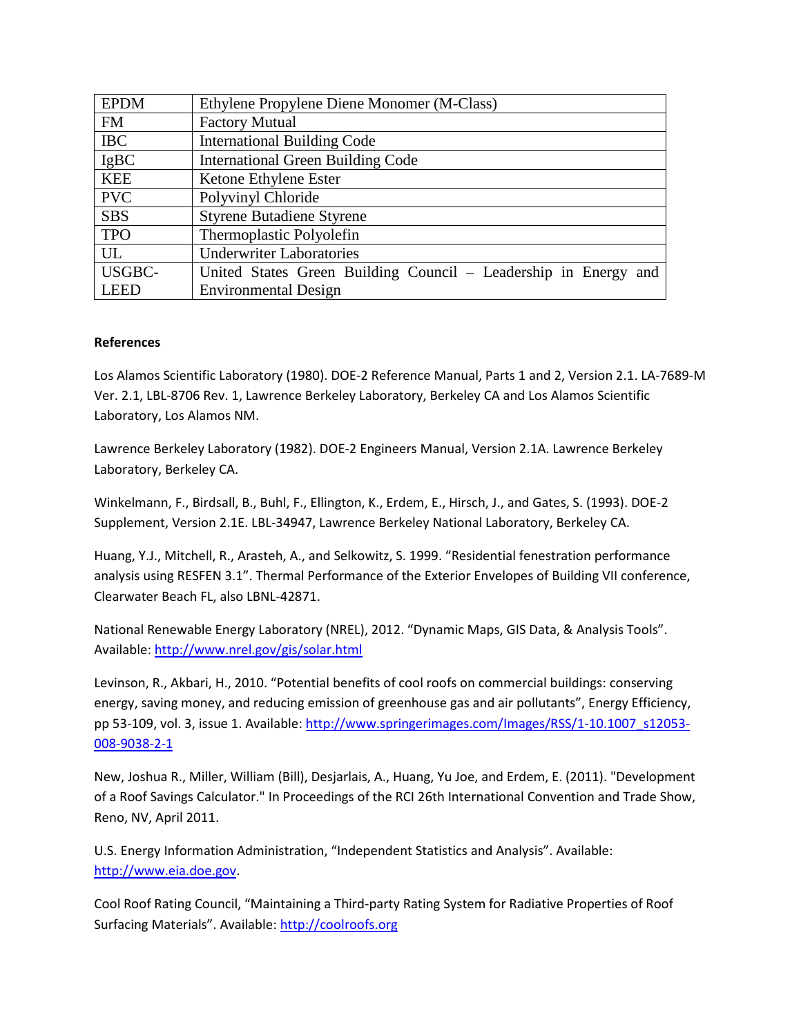| EPDM | Ethylene Propylene Diene Monomer (M-Class) |
|---|---|
| FM | Factory Mutual |
| IBC | International Building Code |
| IgBC | International Green Building Code |
| KEE | Ketone Ethylene Ester |
| PVC | Polyvinyl Chloride |
| SBS | Styrene Butadiene Styrene |
| TPO | Thermoplastic Polyolefin |
| UL | Underwriter Laboratories |
| USGBC-LEED | United States Green Building Council – Leadership in Energy and Environmental Design |

**References**

Los Alamos Scientific Laboratory (1980). DOE-2 Reference Manual, Parts 1 and 2, Version 2.1. LA-7689-M Ver. 2.1, LBL-8706 Rev. 1, Lawrence Berkeley Laboratory, Berkeley CA and Los Alamos Scientific Laboratory, Los Alamos NM.

Lawrence Berkeley Laboratory (1982). DOE-2 Engineers Manual, Version 2.1A. Lawrence Berkeley Laboratory, Berkeley CA.

Winkelmann, F., Birdsall, B., Buhl, F., Ellington, K., Erdem, E., Hirsch, J., and Gates, S. (1993). DOE-2 Supplement, Version 2.1E. LBL-34947, Lawrence Berkeley National Laboratory, Berkeley CA.

Huang, Y.J., Mitchell, R., Arasteh, A., and Selkowitz, S. 1999. "Residential fenestration performance analysis using RESFEN 3.1". Thermal Performance of the Exterior Envelopes of Building VII conference, Clearwater Beach FL, also LBNL-42871.

National Renewable Energy Laboratory (NREL), 2012. "Dynamic Maps, GIS Data, & Analysis Tools". Available: http://www.nrel.gov/gis/solar.html

Levinson, R., Akbari, H., 2010. "Potential benefits of cool roofs on commercial buildings: conserving energy, saving money, and reducing emission of greenhouse gas and air pollutants", Energy Efficiency, pp 53-109, vol. 3, issue 1. Available: http://www.springerimages.com/Images/RSS/1-10.1007_s12053-008-9038-2-1

New, Joshua R., Miller, William (Bill), Desjarlais, A., Huang, Yu Joe, and Erdem, E. (2011). "Development of a Roof Savings Calculator." In Proceedings of the RCI 26th International Convention and Trade Show, Reno, NV, April 2011.

U.S. Energy Information Administration, "Independent Statistics and Analysis". Available: http://www.eia.doe.gov.

Cool Roof Rating Council, "Maintaining a Third-party Rating System for Radiative Properties of Roof Surfacing Materials". Available: http://coolroofs.org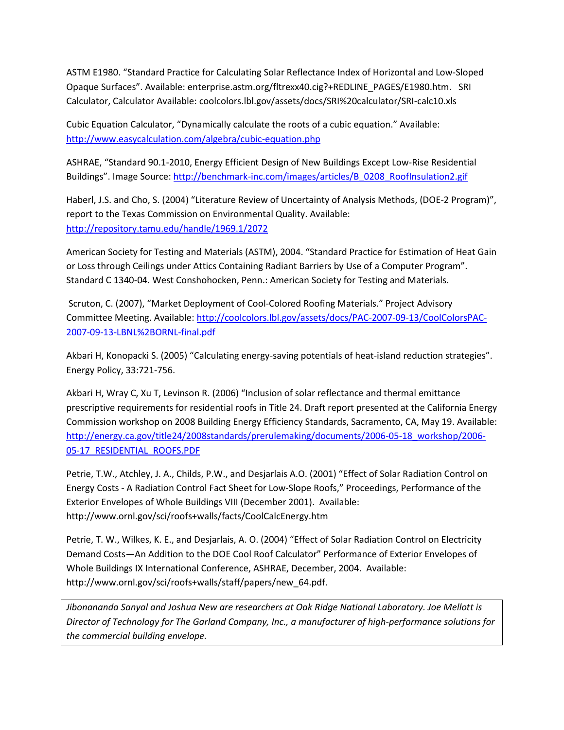ASTM E1980. “Standard Practice for Calculating Solar Reflectance Index of Horizontal and Low-Sloped Opaque Surfaces”. Available: enterprise.astm.org/fltrexx40.cig?+REDLINE_PAGES/E1980.htm. SRI Calculator, Calculator Available: coolcolors.lbl.gov/assets/docs/SRI%20calculator/SRI-calc10.xls

Cubic Equation Calculator, “Dynamically calculate the roots of a cubic equation.” Available: http://www.easycalculation.com/algebra/cubic-equation.php

ASHRAE, “Standard 90.1-2010, Energy Efficient Design of New Buildings Except Low-Rise Residential Buildings”. Image Source: http://benchmark-inc.com/images/articles/B_0208_RoofInsulation2.gif

Haberl, J.S. and Cho, S. (2004) “Literature Review of Uncertainty of Analysis Methods, (DOE-2 Program)”, report to the Texas Commission on Environmental Quality. Available: http://repository.tamu.edu/handle/1969.1/2072

American Society for Testing and Materials (ASTM), 2004. “Standard Practice for Estimation of Heat Gain or Loss through Ceilings under Attics Containing Radiant Barriers by Use of a Computer Program”. Standard C 1340-04. West Conshohocken, Penn.: American Society for Testing and Materials.

Scruton, C. (2007), “Market Deployment of Cool-Colored Roofing Materials.” Project Advisory Committee Meeting. Available: http://coolcolors.lbl.gov/assets/docs/PAC-2007-09-13/CoolColorsPAC-2007-09-13-LBNL%2BORNL-final.pdf

Akbari H, Konopacki S. (2005) “Calculating energy-saving potentials of heat-island reduction strategies”. Energy Policy, 33:721-756.

Akbari H, Wray C, Xu T, Levinson R. (2006) “Inclusion of solar reflectance and thermal emittance prescriptive requirements for residential roofs in Title 24. Draft report presented at the California Energy Commission workshop on 2008 Building Energy Efficiency Standards, Sacramento, CA, May 19. Available: http://energy.ca.gov/title24/2008standards/prerulemaking/documents/2006-05-18_workshop/2006-05-17_RESIDENTIAL_ROOFS.PDF

Petrie, T.W., Atchley, J. A., Childs, P.W., and Desjarlais A.O. (2001) “Effect of Solar Radiation Control on Energy Costs - A Radiation Control Fact Sheet for Low-Slope Roofs,” Proceedings, Performance of the Exterior Envelopes of Whole Buildings VIII (December 2001). Available: http://www.ornl.gov/sci/roofs+walls/facts/CoolCalcEnergy.htm

Petrie, T. W., Wilkes, K. E., and Desjarlais, A. O. (2004) “Effect of Solar Radiation Control on Electricity Demand Costs—An Addition to the DOE Cool Roof Calculator” Performance of Exterior Envelopes of Whole Buildings IX International Conference, ASHRAE, December, 2004. Available: http://www.ornl.gov/sci/roofs+walls/staff/papers/new_64.pdf.

*Jibonananda Sanyal and Joshua New are researchers at Oak Ridge National Laboratory. Joe Mellott is Director of Technology for The Garland Company, Inc., a manufacturer of high-performance solutions for the commercial building envelope.*